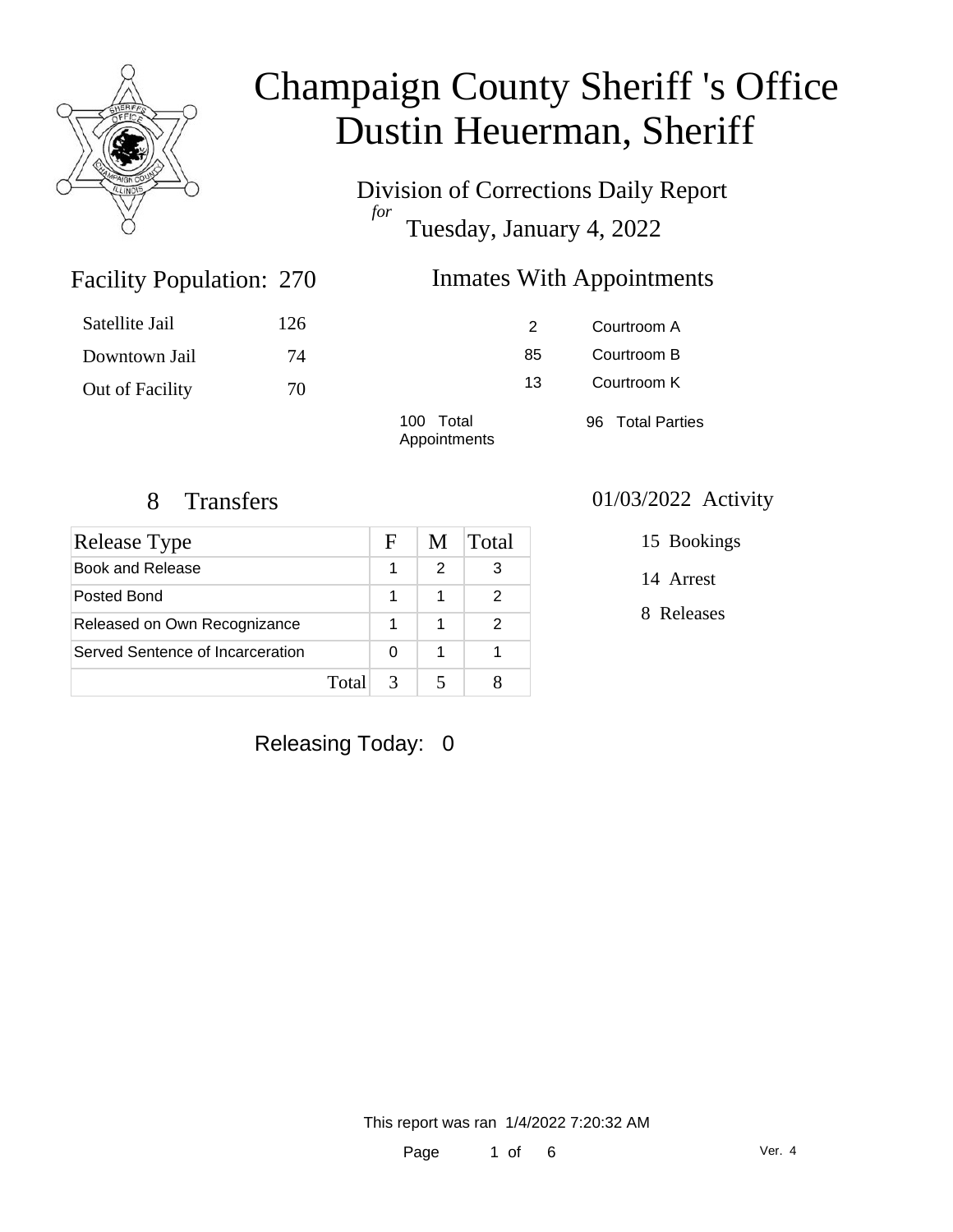# Champaign County Sheriff 's Office
# Dustin Heuerman, Sheriff

Division of Corrections Daily Report
*for*
Tuesday, January 4, 2022

## Facility Population: 270

| | |
|---|---|
| Satellite Jail | 126 |
| Downtown Jail | 74 |
| Out of Facility | 70 |

## Inmates With Appointments

| | |
|---|---|
| 2 | Courtroom A |
| 85 | Courtroom B |
| 13 | Courtroom K |

100 Total Appointments

96 Total Parties

## 8 Transfers

| Release Type | F | M | Total |
|---|---|---|---|
| Book and Release | 1 | 2 | 3 |
| Posted Bond | 1 | 1 | 2 |
| Released on Own Recognizance | 1 | 1 | 2 |
| Served Sentence of Incarceration | 0 | 1 | 1 |
| Total | 3 | 5 | 8 |

## 01/03/2022 Activity

15 Bookings

14 Arrest

8 Releases

Releasing Today: 0

This report was ran 1/4/2022 7:20:32 AM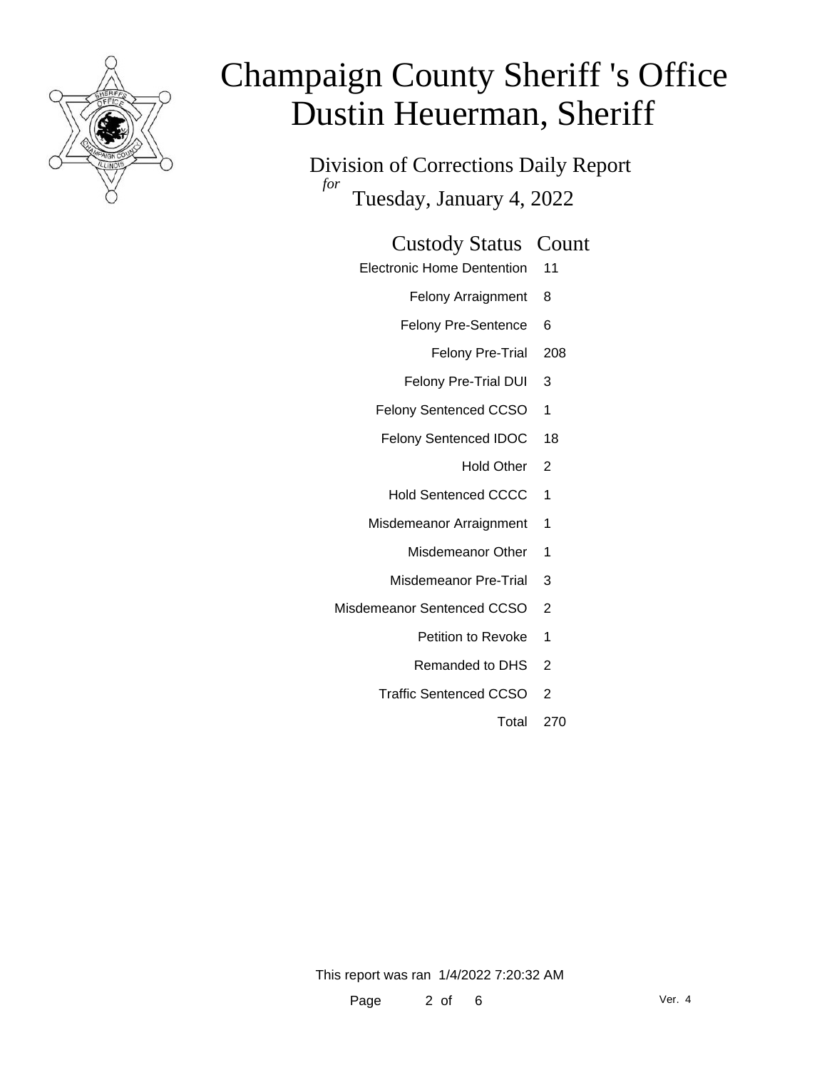# Champaign County Sheriff 's Office
# Dustin Heuerman, Sheriff

## Division of Corrections Daily Report
*for*
## Tuesday, January 4, 2022

| Custody Status | Count |
|---|---|
| Electronic Home Dentention | 11 |
| Felony Arraignment | 8 |
| Felony Pre-Sentence | 6 |
| Felony Pre-Trial | 208 |
| Felony Pre-Trial DUI | 3 |
| Felony Sentenced CCSO | 1 |
| Felony Sentenced IDOC | 18 |
| Hold Other | 2 |
| Hold Sentenced CCCC | 1 |
| Misdemeanor Arraignment | 1 |
| Misdemeanor Other | 1 |
| Misdemeanor Pre-Trial | 3 |
| Misdemeanor Sentenced CCSO | 2 |
| Petition to Revoke | 1 |
| Remanded to DHS | 2 |
| Traffic Sentenced CCSO | 2 |
| Total | 270 |

This report was ran 1/4/2022 7:20:32 AM

Ver. 4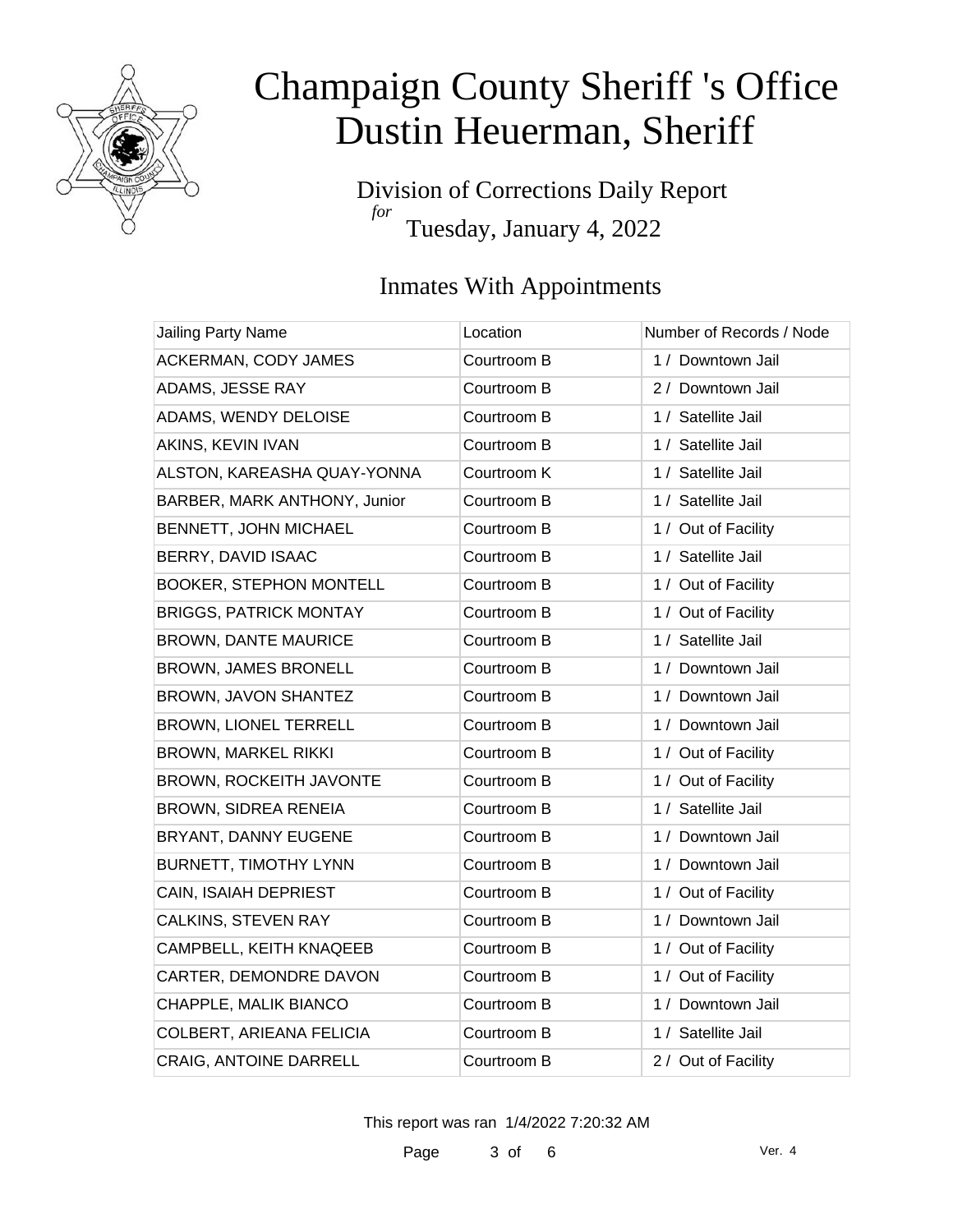# Champaign County Sheriff 's Office
# Dustin Heuerman, Sheriff

Division of Corrections Daily Report
*for*
Tuesday, January 4, 2022

## Inmates With Appointments

| Jailing Party Name | Location | Number of Records / Node |
|---|---|---|
| ACKERMAN, CODY JAMES | Courtroom B | 1 / Downtown Jail |
| ADAMS, JESSE RAY | Courtroom B | 2 / Downtown Jail |
| ADAMS, WENDY DELOISE | Courtroom B | 1 / Satellite Jail |
| AKINS, KEVIN IVAN | Courtroom B | 1 / Satellite Jail |
| ALSTON, KAREASHA QUAY-YONNA | Courtroom K | 1 / Satellite Jail |
| BARBER, MARK ANTHONY, Junior | Courtroom B | 1 / Satellite Jail |
| BENNETT, JOHN MICHAEL | Courtroom B | 1 / Out of Facility |
| BERRY, DAVID ISAAC | Courtroom B | 1 / Satellite Jail |
| BOOKER, STEPHON MONTELL | Courtroom B | 1 / Out of Facility |
| BRIGGS, PATRICK MONTAY | Courtroom B | 1 / Out of Facility |
| BROWN, DANTE MAURICE | Courtroom B | 1 / Satellite Jail |
| BROWN, JAMES BRONELL | Courtroom B | 1 / Downtown Jail |
| BROWN, JAVON SHANTEZ | Courtroom B | 1 / Downtown Jail |
| BROWN, LIONEL TERRELL | Courtroom B | 1 / Downtown Jail |
| BROWN, MARKEL RIKKI | Courtroom B | 1 / Out of Facility |
| BROWN, ROCKEITH JAVONTE | Courtroom B | 1 / Out of Facility |
| BROWN, SIDREA RENEIA | Courtroom B | 1 / Satellite Jail |
| BRYANT, DANNY EUGENE | Courtroom B | 1 / Downtown Jail |
| BURNETT, TIMOTHY LYNN | Courtroom B | 1 / Downtown Jail |
| CAIN, ISAIAH DEPRIEST | Courtroom B | 1 / Out of Facility |
| CALKINS, STEVEN RAY | Courtroom B | 1 / Downtown Jail |
| CAMPBELL, KEITH KNAQEEB | Courtroom B | 1 / Out of Facility |
| CARTER, DEMONDRE DAVON | Courtroom B | 1 / Out of Facility |
| CHAPPLE, MALIK BIANCO | Courtroom B | 1 / Downtown Jail |
| COLBERT, ARIEANA FELICIA | Courtroom B | 1 / Satellite Jail |
| CRAIG, ANTOINE DARRELL | Courtroom B | 2 / Out of Facility |

This report was ran 1/4/2022 7:20:32 AM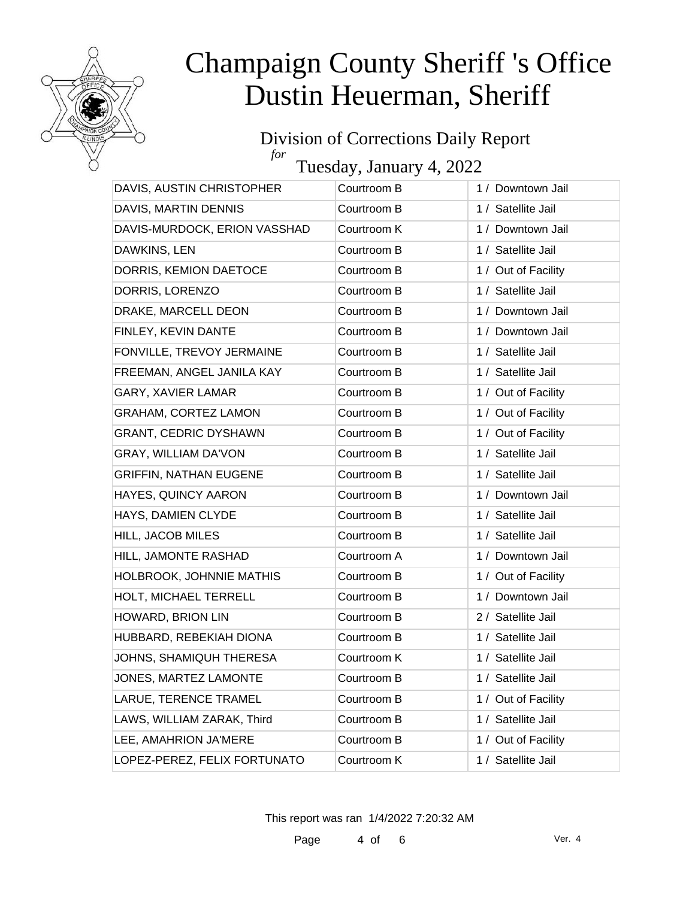# Champaign County Sheriff 's Office
# Dustin Heuerman, Sheriff

## Division of Corrections Daily Report

*for*

## Tuesday, January 4, 2022

| | | |
|---|---|---|
| DAVIS, AUSTIN CHRISTOPHER | Courtroom B | 1 / Downtown Jail |
| DAVIS, MARTIN DENNIS | Courtroom B | 1 / Satellite Jail |
| DAVIS-MURDOCK, ERION VASSHAD | Courtroom K | 1 / Downtown Jail |
| DAWKINS, LEN | Courtroom B | 1 / Satellite Jail |
| DORRIS, KEMION DAETOCE | Courtroom B | 1 / Out of Facility |
| DORRIS, LORENZO | Courtroom B | 1 / Satellite Jail |
| DRAKE, MARCELL DEON | Courtroom B | 1 / Downtown Jail |
| FINLEY, KEVIN DANTE | Courtroom B | 1 / Downtown Jail |
| FONVILLE, TREVOY JERMAINE | Courtroom B | 1 / Satellite Jail |
| FREEMAN, ANGEL JANILA KAY | Courtroom B | 1 / Satellite Jail |
| GARY, XAVIER LAMAR | Courtroom B | 1 / Out of Facility |
| GRAHAM, CORTEZ LAMON | Courtroom B | 1 / Out of Facility |
| GRANT, CEDRIC DYSHAWN | Courtroom B | 1 / Out of Facility |
| GRAY, WILLIAM DA'VON | Courtroom B | 1 / Satellite Jail |
| GRIFFIN, NATHAN EUGENE | Courtroom B | 1 / Satellite Jail |
| HAYES, QUINCY AARON | Courtroom B | 1 / Downtown Jail |
| HAYS, DAMIEN CLYDE | Courtroom B | 1 / Satellite Jail |
| HILL, JACOB MILES | Courtroom B | 1 / Satellite Jail |
| HILL, JAMONTE RASHAD | Courtroom A | 1 / Downtown Jail |
| HOLBROOK, JOHNNIE MATHIS | Courtroom B | 1 / Out of Facility |
| HOLT, MICHAEL TERRELL | Courtroom B | 1 / Downtown Jail |
| HOWARD, BRION LIN | Courtroom B | 2 / Satellite Jail |
| HUBBARD, REBEKIAH DIONA | Courtroom B | 1 / Satellite Jail |
| JOHNS, SHAMIQUH THERESA | Courtroom K | 1 / Satellite Jail |
| JONES, MARTEZ LAMONTE | Courtroom B | 1 / Satellite Jail |
| LARUE, TERENCE TRAMEL | Courtroom B | 1 / Out of Facility |
| LAWS, WILLIAM ZARAK, Third | Courtroom B | 1 / Satellite Jail |
| LEE, AMAHRION JA'MERE | Courtroom B | 1 / Out of Facility |
| LOPEZ-PEREZ, FELIX FORTUNATO | Courtroom K | 1 / Satellite Jail |

This report was ran 1/4/2022 7:20:32 AM

Ver. 4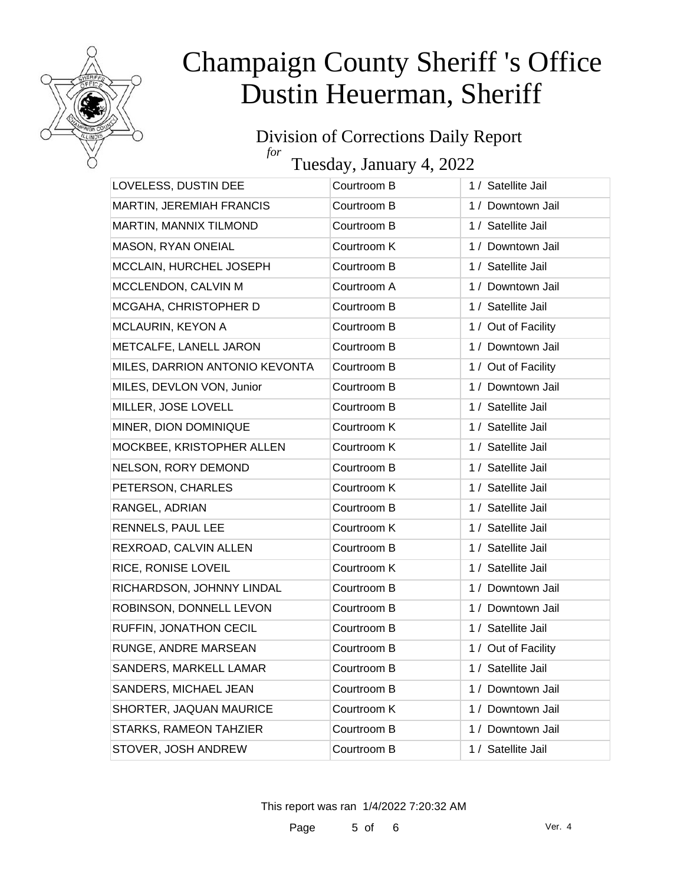# Champaign County Sheriff 's Office
# Dustin Heuerman, Sheriff

## Division of Corrections Daily Report

*for*

## Tuesday, January 4, 2022

| | | |
|---|---|---|
| LOVELESS, DUSTIN DEE | Courtroom B | 1 / Satellite Jail |
| MARTIN, JEREMIAH FRANCIS | Courtroom B | 1 / Downtown Jail |
| MARTIN, MANNIX TILMOND | Courtroom B | 1 / Satellite Jail |
| MASON, RYAN ONEIAL | Courtroom K | 1 / Downtown Jail |
| MCCLAIN, HURCHEL JOSEPH | Courtroom B | 1 / Satellite Jail |
| MCCLENDON, CALVIN M | Courtroom A | 1 / Downtown Jail |
| MCGAHA, CHRISTOPHER D | Courtroom B | 1 / Satellite Jail |
| MCLAURIN, KEYON A | Courtroom B | 1 / Out of Facility |
| METCALFE, LANELL JARON | Courtroom B | 1 / Downtown Jail |
| MILES, DARRION ANTONIO KEVONTA | Courtroom B | 1 / Out of Facility |
| MILES, DEVLON VON, Junior | Courtroom B | 1 / Downtown Jail |
| MILLER, JOSE LOVELL | Courtroom B | 1 / Satellite Jail |
| MINER, DION DOMINIQUE | Courtroom K | 1 / Satellite Jail |
| MOCKBEE, KRISTOPHER ALLEN | Courtroom K | 1 / Satellite Jail |
| NELSON, RORY DEMOND | Courtroom B | 1 / Satellite Jail |
| PETERSON, CHARLES | Courtroom K | 1 / Satellite Jail |
| RANGEL, ADRIAN | Courtroom B | 1 / Satellite Jail |
| RENNELS, PAUL LEE | Courtroom K | 1 / Satellite Jail |
| REXROAD, CALVIN ALLEN | Courtroom B | 1 / Satellite Jail |
| RICE, RONISE LOVEIL | Courtroom K | 1 / Satellite Jail |
| RICHARDSON, JOHNNY LINDAL | Courtroom B | 1 / Downtown Jail |
| ROBINSON, DONNELL LEVON | Courtroom B | 1 / Downtown Jail |
| RUFFIN, JONATHON CECIL | Courtroom B | 1 / Satellite Jail |
| RUNGE, ANDRE MARSEAN | Courtroom B | 1 / Out of Facility |
| SANDERS, MARKELL LAMAR | Courtroom B | 1 / Satellite Jail |
| SANDERS, MICHAEL JEAN | Courtroom B | 1 / Downtown Jail |
| SHORTER, JAQUAN MAURICE | Courtroom K | 1 / Downtown Jail |
| STARKS, RAMEON TAHZIER | Courtroom B | 1 / Downtown Jail |
| STOVER, JOSH ANDREW | Courtroom B | 1 / Satellite Jail |

This report was ran 1/4/2022 7:20:32 AM

Ver. 4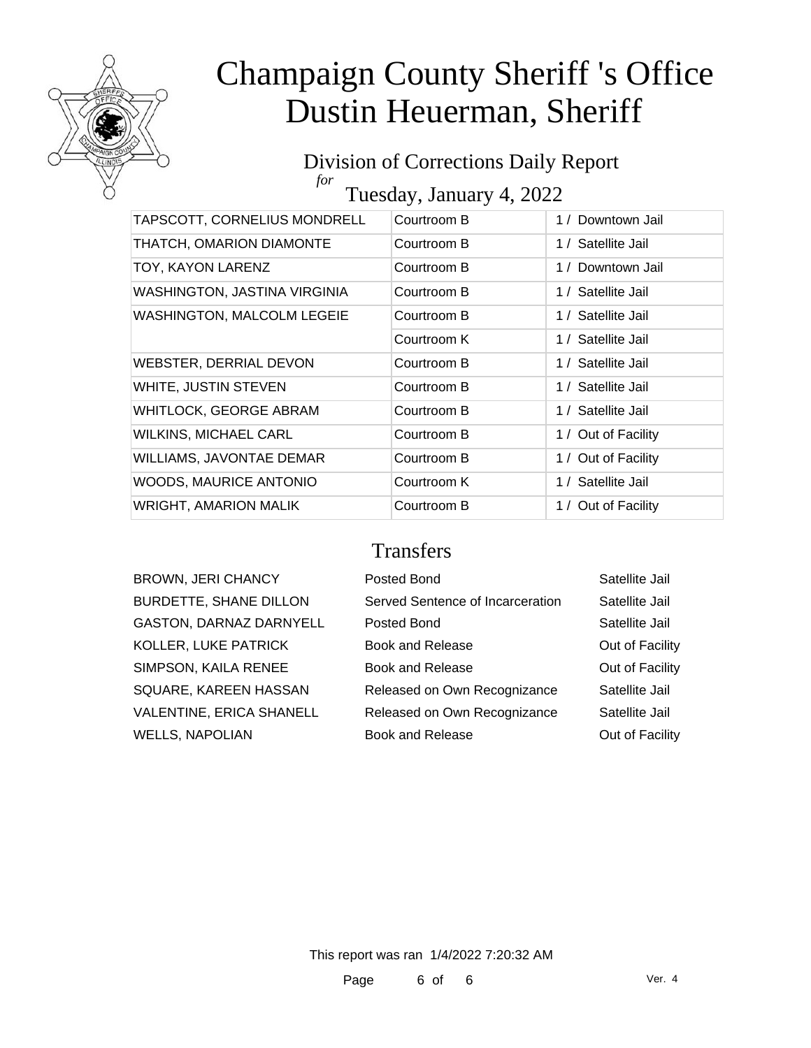# Champaign County Sheriff 's Office
# Dustin Heuerman, Sheriff

## Division of Corrections Daily Report

*for*

## Tuesday, January 4, 2022

| | | |
|---|---|---|
| TAPSCOTT, CORNELIUS MONDRELL | Courtroom B | 1 / Downtown Jail |
| THATCH, OMARION DIAMONTE | Courtroom B | 1 / Satellite Jail |
| TOY, KAYON LARENZ | Courtroom B | 1 / Downtown Jail |
| WASHINGTON, JASTINA VIRGINIA | Courtroom B | 1 / Satellite Jail |
| WASHINGTON, MALCOLM LEGEIE | Courtroom B | 1 / Satellite Jail |
| | Courtroom K | 1 / Satellite Jail |
| WEBSTER, DERRIAL DEVON | Courtroom B | 1 / Satellite Jail |
| WHITE, JUSTIN STEVEN | Courtroom B | 1 / Satellite Jail |
| WHITLOCK, GEORGE ABRAM | Courtroom B | 1 / Satellite Jail |
| WILKINS, MICHAEL CARL | Courtroom B | 1 / Out of Facility |
| WILLIAMS, JAVONTAE DEMAR | Courtroom B | 1 / Out of Facility |
| WOODS, MAURICE ANTONIO | Courtroom K | 1 / Satellite Jail |
| WRIGHT, AMARION MALIK | Courtroom B | 1 / Out of Facility |

## Transfers

| | | |
|---|---|---|
| BROWN, JERI CHANCY | Posted Bond | Satellite Jail |
| BURDETTE, SHANE DILLON | Served Sentence of Incarceration | Satellite Jail |
| GASTON, DARNAZ DARNYELL | Posted Bond | Satellite Jail |
| KOLLER, LUKE PATRICK | Book and Release | Out of Facility |
| SIMPSON, KAILA RENEE | Book and Release | Out of Facility |
| SQUARE, KAREEN HASSAN | Released on Own Recognizance | Satellite Jail |
| VALENTINE, ERICA SHANELL | Released on Own Recognizance | Satellite Jail |
| WELLS, NAPOLIAN | Book and Release | Out of Facility |

This report was ran 1/4/2022 7:20:32 AM

Ver. 4